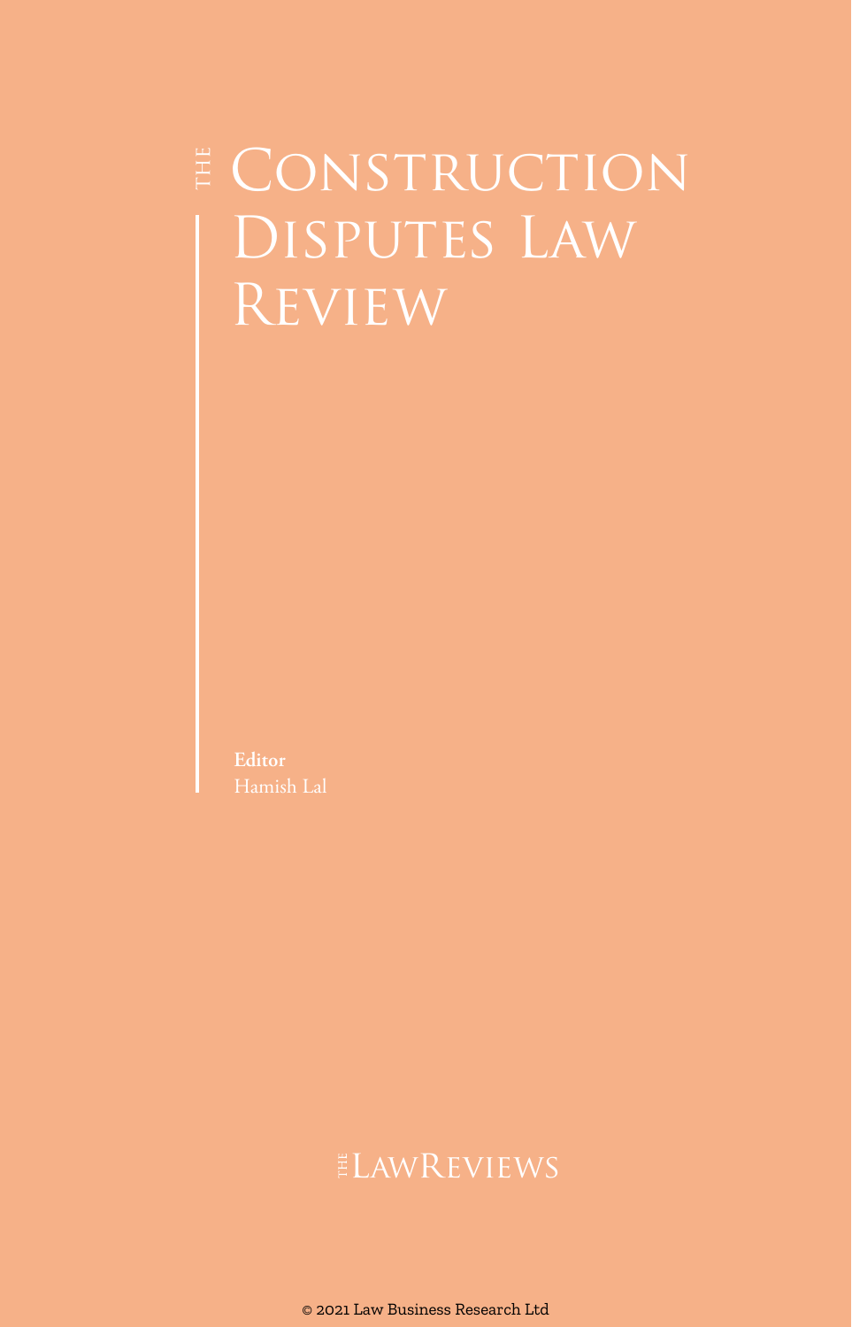# THE CONSTRUCTION DISPUTES LAW REVIEW

**Editor**
Hamish Lal

THE LAWREVIEWS

© 2021 Law Business Research Ltd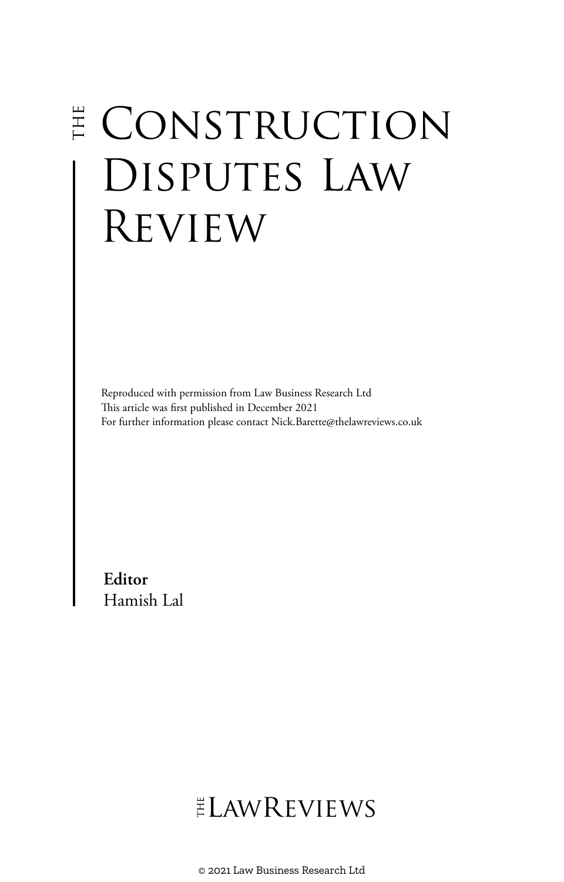# THE CONSTRUCTION DISPUTES LAW REVIEW

Reproduced with permission from Law Business Research Ltd
This article was first published in December 2021
For further information please contact Nick.Barette@thelawreviews.co.uk

**Editor**
Hamish Lal

THE LAWREVIEWS

© 2021 Law Business Research Ltd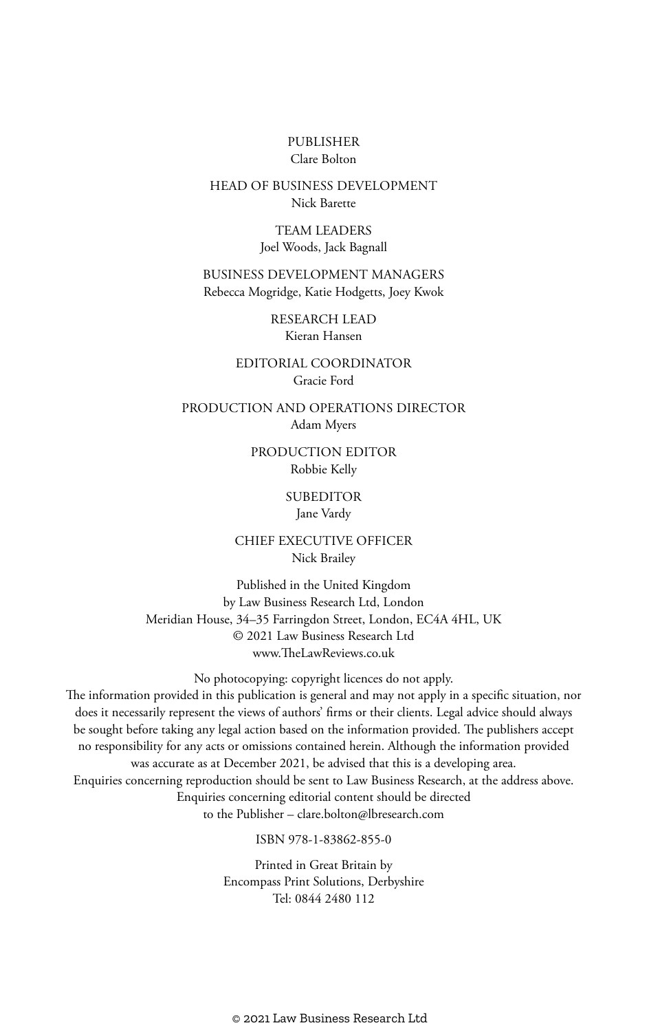PUBLISHER
Clare Bolton

HEAD OF BUSINESS DEVELOPMENT
Nick Barette

TEAM LEADERS
Joel Woods, Jack Bagnall

BUSINESS DEVELOPMENT MANAGERS
Rebecca Mogridge, Katie Hodgetts, Joey Kwok

RESEARCH LEAD
Kieran Hansen

EDITORIAL COORDINATOR
Gracie Ford

PRODUCTION AND OPERATIONS DIRECTOR
Adam Myers

PRODUCTION EDITOR
Robbie Kelly

SUBEDITOR
Jane Vardy

CHIEF EXECUTIVE OFFICER
Nick Brailey

Published in the United Kingdom
by Law Business Research Ltd, London
Meridian House, 34–35 Farringdon Street, London, EC4A 4HL, UK
© 2021 Law Business Research Ltd
www.TheLawReviews.co.uk

No photocopying: copyright licences do not apply.
The information provided in this publication is general and may not apply in a specific situation, nor does it necessarily represent the views of authors' firms or their clients. Legal advice should always be sought before taking any legal action based on the information provided. The publishers accept no responsibility for any acts or omissions contained herein. Although the information provided was accurate as at December 2021, be advised that this is a developing area.
Enquiries concerning reproduction should be sent to Law Business Research, at the address above.
Enquiries concerning editorial content should be directed
to the Publisher – clare.bolton@lbresearch.com

ISBN 978-1-83862-855-0

Printed in Great Britain by
Encompass Print Solutions, Derbyshire
Tel: 0844 2480 112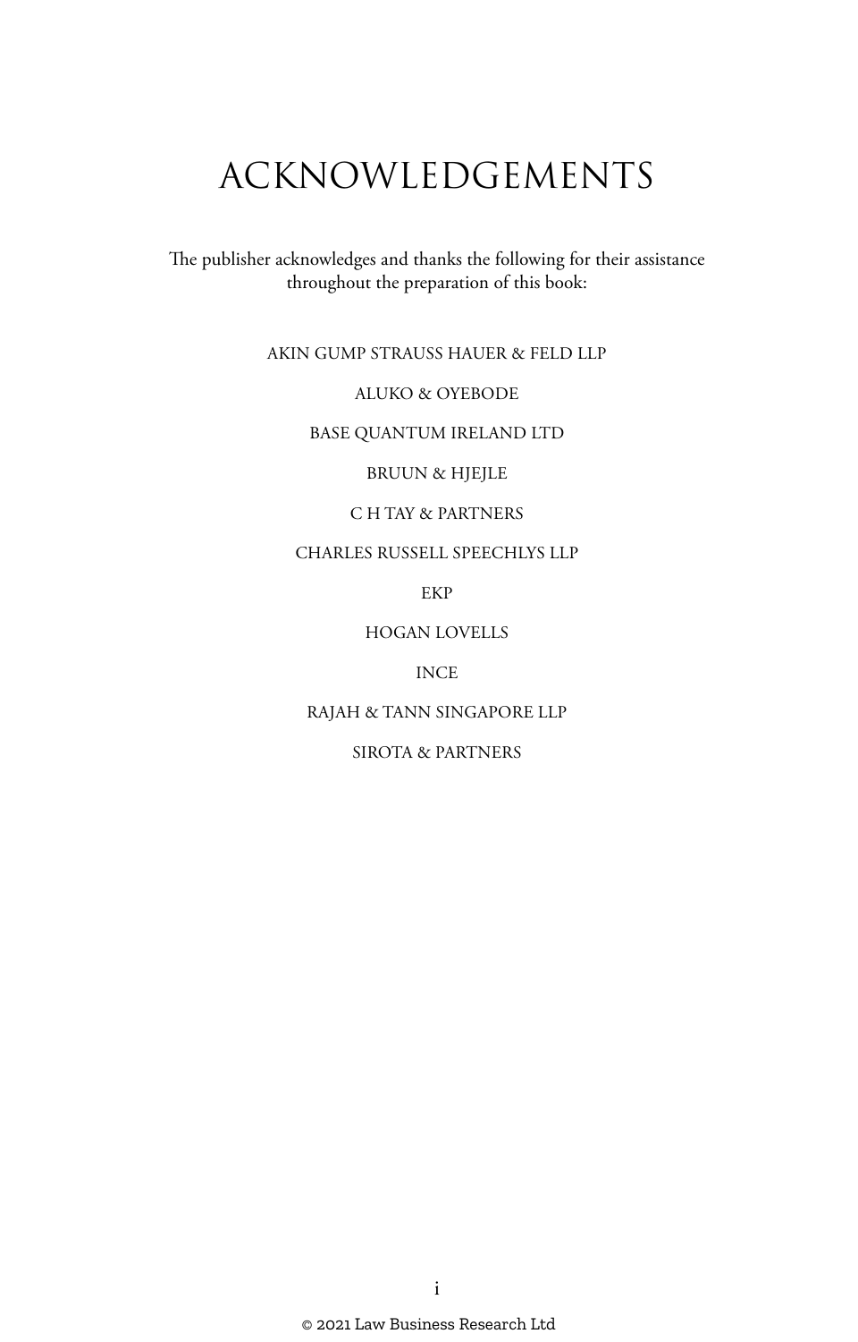# ACKNOWLEDGEMENTS

The publisher acknowledges and thanks the following for their assistance throughout the preparation of this book:

AKIN GUMP STRAUSS HAUER & FELD LLP

ALUKO & OYEBODE

BASE QUANTUM IRELAND LTD

BRUUN & HJEJLE

C H TAY & PARTNERS

CHARLES RUSSELL SPEECHLYS LLP

EKP

HOGAN LOVELLS

INCE

RAJAH & TANN SINGAPORE LLP

SIROTA & PARTNERS

© 2021 Law Business Research Ltd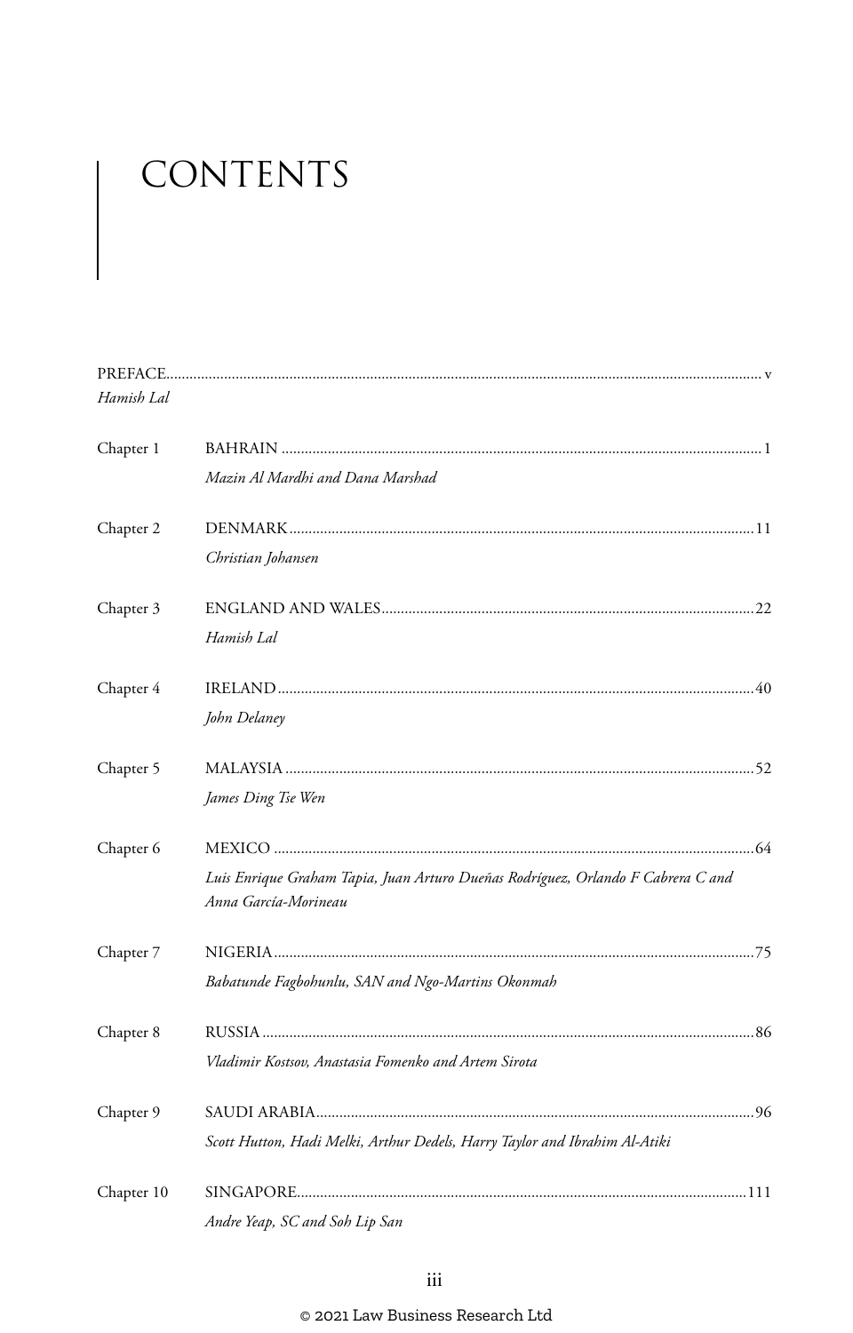# CONTENTS

PREFACE ........................................................................................................................ v
*Hamish Lal*

Chapter 1 BAHRAIN ........................................................................................................ 1
*Mazin Al Mardhi and Dana Marshad*

Chapter 2 DENMARK ...................................................................................................... 11
*Christian Johansen*

Chapter 3 ENGLAND AND WALES ................................................................................ 22
*Hamish Lal*

Chapter 4 IRELAND ........................................................................................................ 40
*John Delaney*

Chapter 5 MALAYSIA ...................................................................................................... 52
*James Ding Tse Wen*

Chapter 6 MEXICO ......................................................................................................... 64
*Luis Enrique Graham Tapia, Juan Arturo Dueñas Rodríguez, Orlando F Cabrera C and Anna García-Morineau*

Chapter 7 NIGERIA ......................................................................................................... 75
*Babatunde Fagbohunlu, SAN and Ngo-Martins Okonmah*

Chapter 8 RUSSIA ........................................................................................................... 86
*Vladimir Kostsov, Anastasia Fomenko and Artem Sirota*

Chapter 9 SAUDI ARABIA ............................................................................................... 96
*Scott Hutton, Hadi Melki, Arthur Dedels, Harry Taylor and Ibrahim Al-Atiki*

Chapter 10 SINGAPORE .................................................................................................. 111
*Andre Yeap, SC and Soh Lip San*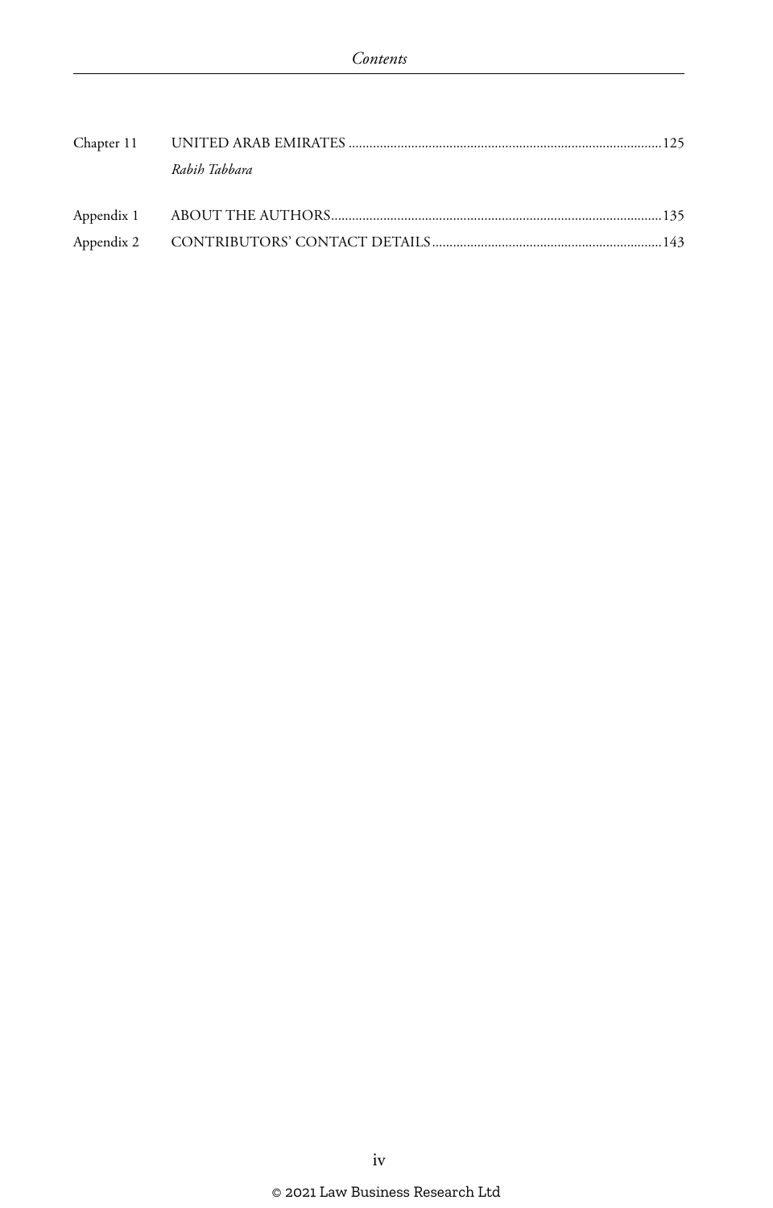| | | |
|---|---|---|
| Chapter 11 | UNITED ARAB EMIRATES<br>*Rabih Tabbara* | 125 |
| Appendix 1 | ABOUT THE AUTHORS | 135 |
| Appendix 2 | CONTRIBUTORS' CONTACT DETAILS | 143 |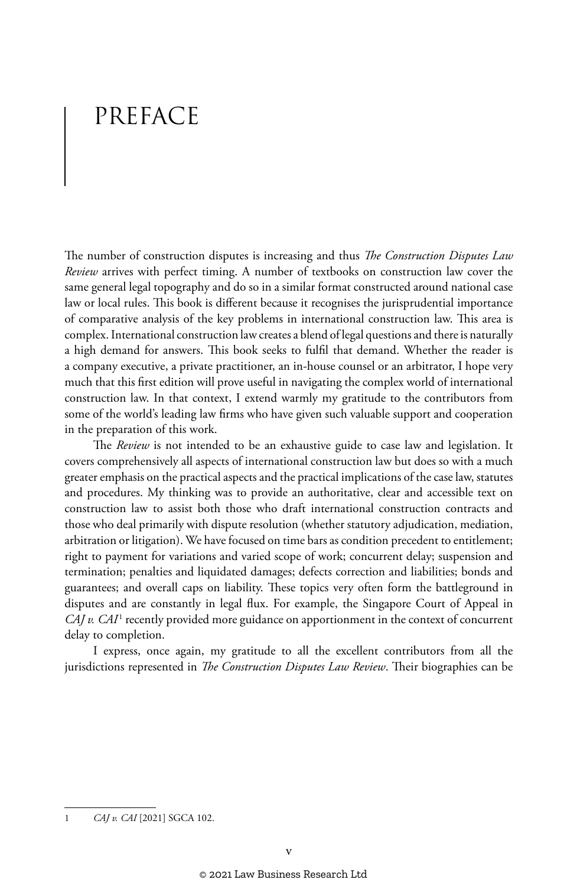# PREFACE

The number of construction disputes is increasing and thus *The Construction Disputes Law Review* arrives with perfect timing. A number of textbooks on construction law cover the same general legal topography and do so in a similar format constructed around national case law or local rules. This book is different because it recognises the jurisprudential importance of comparative analysis of the key problems in international construction law. This area is complex. International construction law creates a blend of legal questions and there is naturally a high demand for answers. This book seeks to fulfil that demand. Whether the reader is a company executive, a private practitioner, an in-house counsel or an arbitrator, I hope very much that this first edition will prove useful in navigating the complex world of international construction law. In that context, I extend warmly my gratitude to the contributors from some of the world's leading law firms who have given such valuable support and cooperation in the preparation of this work.

The *Review* is not intended to be an exhaustive guide to case law and legislation. It covers comprehensively all aspects of international construction law but does so with a much greater emphasis on the practical aspects and the practical implications of the case law, statutes and procedures. My thinking was to provide an authoritative, clear and accessible text on construction law to assist both those who draft international construction contracts and those who deal primarily with dispute resolution (whether statutory adjudication, mediation, arbitration or litigation). We have focused on time bars as condition precedent to entitlement; right to payment for variations and varied scope of work; concurrent delay; suspension and termination; penalties and liquidated damages; defects correction and liabilities; bonds and guarantees; and overall caps on liability. These topics very often form the battleground in disputes and are constantly in legal flux. For example, the Singapore Court of Appeal in *CAJ v. CAI*[1] recently provided more guidance on apportionment in the context of concurrent delay to completion.

I express, once again, my gratitude to all the excellent contributors from all the jurisdictions represented in *The Construction Disputes Law Review*. Their biographies can be

---

1 *CAJ v. CAI* [2021] SGCA 102.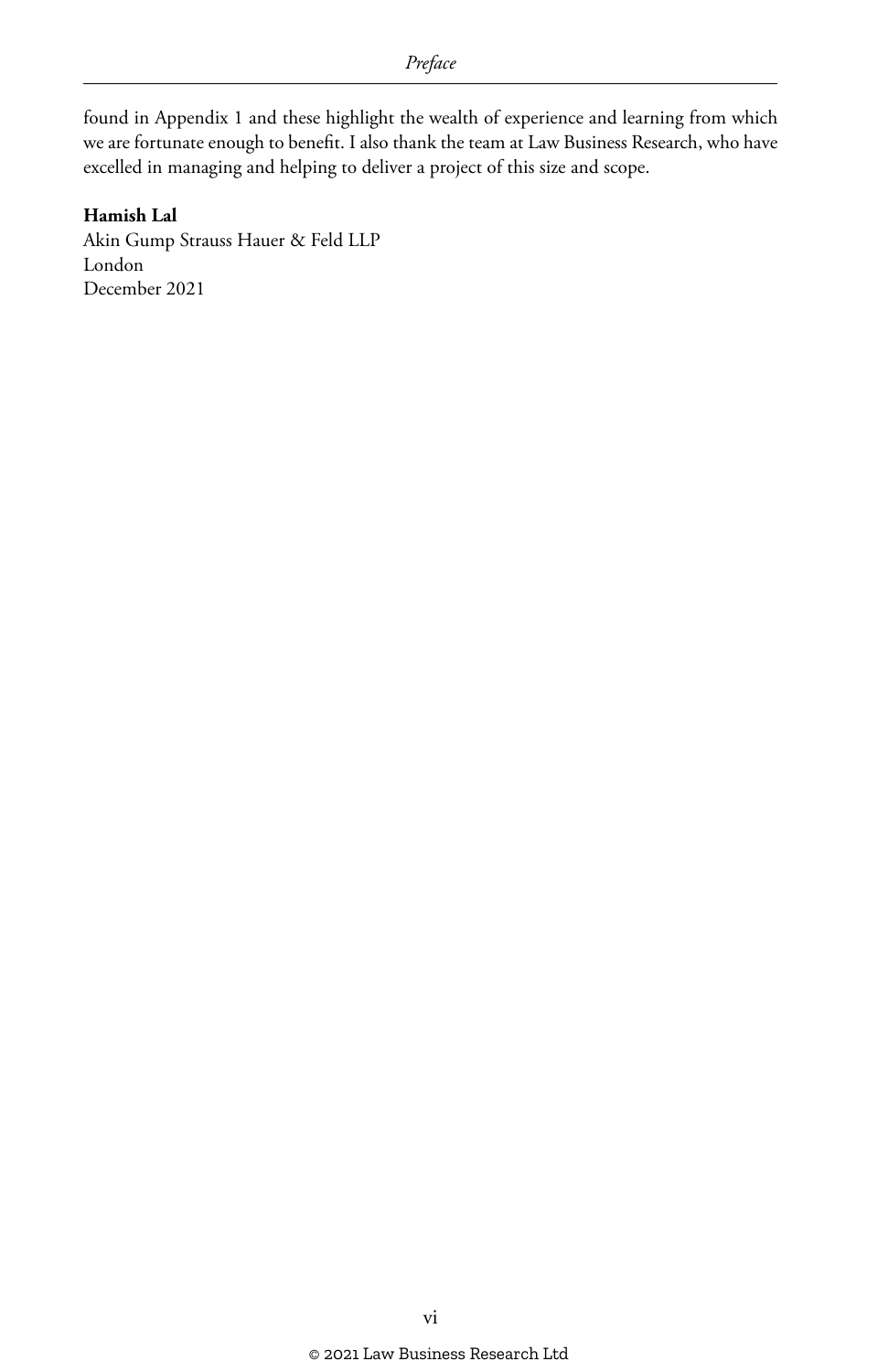found in Appendix 1 and these highlight the wealth of experience and learning from which we are fortunate enough to benefit. I also thank the team at Law Business Research, who have excelled in managing and helping to deliver a project of this size and scope.

**Hamish Lal**
Akin Gump Strauss Hauer & Feld LLP
London
December 2021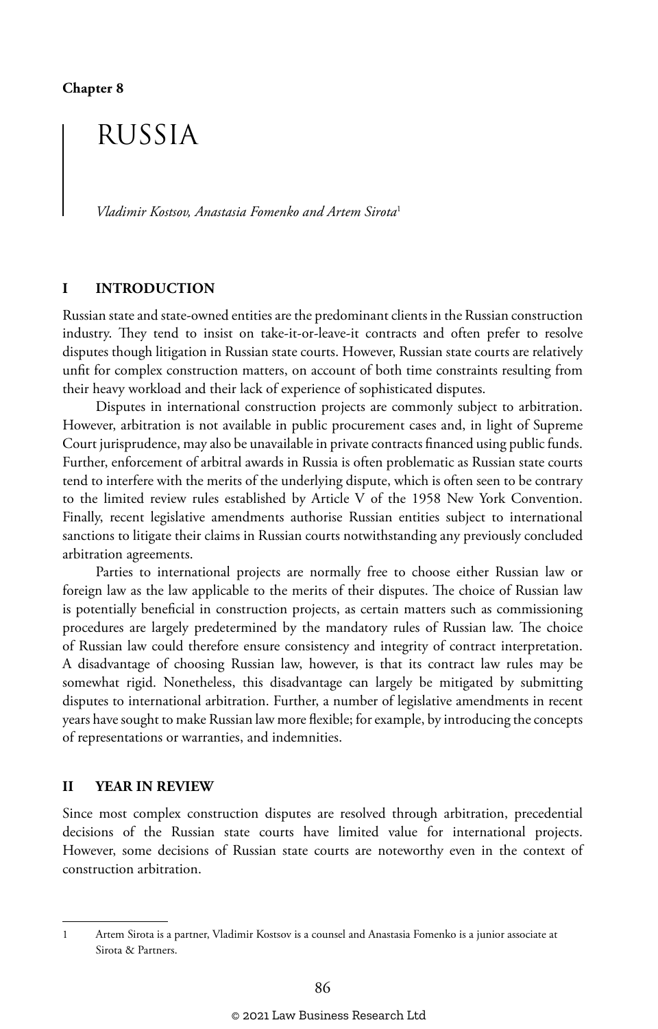Chapter 8

# RUSSIA

*Vladimir Kostsov, Anastasia Fomenko and Artem Sirota*[1]

## I INTRODUCTION

Russian state and state-owned entities are the predominant clients in the Russian construction industry. They tend to insist on take-it-or-leave-it contracts and often prefer to resolve disputes though litigation in Russian state courts. However, Russian state courts are relatively unfit for complex construction matters, on account of both time constraints resulting from their heavy workload and their lack of experience of sophisticated disputes.

Disputes in international construction projects are commonly subject to arbitration. However, arbitration is not available in public procurement cases and, in light of Supreme Court jurisprudence, may also be unavailable in private contracts financed using public funds. Further, enforcement of arbitral awards in Russia is often problematic as Russian state courts tend to interfere with the merits of the underlying dispute, which is often seen to be contrary to the limited review rules established by Article V of the 1958 New York Convention. Finally, recent legislative amendments authorise Russian entities subject to international sanctions to litigate their claims in Russian courts notwithstanding any previously concluded arbitration agreements.

Parties to international projects are normally free to choose either Russian law or foreign law as the law applicable to the merits of their disputes. The choice of Russian law is potentially beneficial in construction projects, as certain matters such as commissioning procedures are largely predetermined by the mandatory rules of Russian law. The choice of Russian law could therefore ensure consistency and integrity of contract interpretation. A disadvantage of choosing Russian law, however, is that its contract law rules may be somewhat rigid. Nonetheless, this disadvantage can largely be mitigated by submitting disputes to international arbitration. Further, a number of legislative amendments in recent years have sought to make Russian law more flexible; for example, by introducing the concepts of representations or warranties, and indemnities.

## II YEAR IN REVIEW

Since most complex construction disputes are resolved through arbitration, precedential decisions of the Russian state courts have limited value for international projects. However, some decisions of Russian state courts are noteworthy even in the context of construction arbitration.

---

1 Artem Sirota is a partner, Vladimir Kostsov is a counsel and Anastasia Fomenko is a junior associate at Sirota & Partners.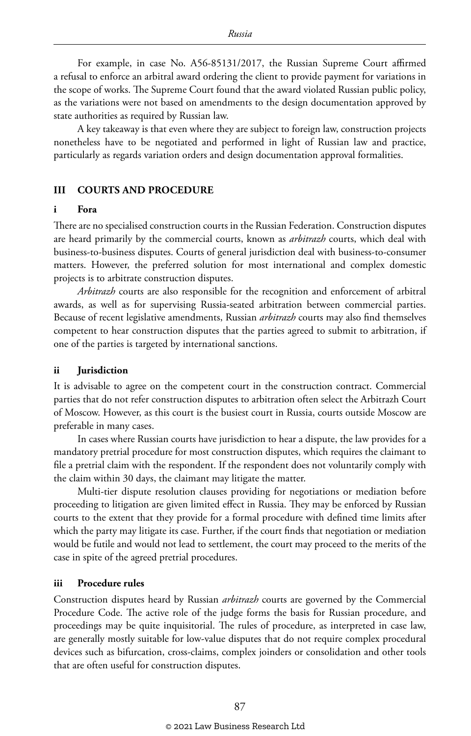For example, in case No. A56-85131/2017, the Russian Supreme Court affirmed a refusal to enforce an arbitral award ordering the client to provide payment for variations in the scope of works. The Supreme Court found that the award violated Russian public policy, as the variations were not based on amendments to the design documentation approved by state authorities as required by Russian law.

A key takeaway is that even where they are subject to foreign law, construction projects nonetheless have to be negotiated and performed in light of Russian law and practice, particularly as regards variation orders and design documentation approval formalities.

## III COURTS AND PROCEDURE

### i Fora

There are no specialised construction courts in the Russian Federation. Construction disputes are heard primarily by the commercial courts, known as *arbitrazh* courts, which deal with business-to-business disputes. Courts of general jurisdiction deal with business-to-consumer matters. However, the preferred solution for most international and complex domestic projects is to arbitrate construction disputes.

*Arbitrazh* courts are also responsible for the recognition and enforcement of arbitral awards, as well as for supervising Russia-seated arbitration between commercial parties. Because of recent legislative amendments, Russian *arbitrazh* courts may also find themselves competent to hear construction disputes that the parties agreed to submit to arbitration, if one of the parties is targeted by international sanctions.

### ii Jurisdiction

It is advisable to agree on the competent court in the construction contract. Commercial parties that do not refer construction disputes to arbitration often select the Arbitrazh Court of Moscow. However, as this court is the busiest court in Russia, courts outside Moscow are preferable in many cases.

In cases where Russian courts have jurisdiction to hear a dispute, the law provides for a mandatory pretrial procedure for most construction disputes, which requires the claimant to file a pretrial claim with the respondent. If the respondent does not voluntarily comply with the claim within 30 days, the claimant may litigate the matter.

Multi-tier dispute resolution clauses providing for negotiations or mediation before proceeding to litigation are given limited effect in Russia. They may be enforced by Russian courts to the extent that they provide for a formal procedure with defined time limits after which the party may litigate its case. Further, if the court finds that negotiation or mediation would be futile and would not lead to settlement, the court may proceed to the merits of the case in spite of the agreed pretrial procedures.

### iii Procedure rules

Construction disputes heard by Russian *arbitrazh* courts are governed by the Commercial Procedure Code. The active role of the judge forms the basis for Russian procedure, and proceedings may be quite inquisitorial. The rules of procedure, as interpreted in case law, are generally mostly suitable for low-value disputes that do not require complex procedural devices such as bifurcation, cross-claims, complex joinders or consolidation and other tools that are often useful for construction disputes.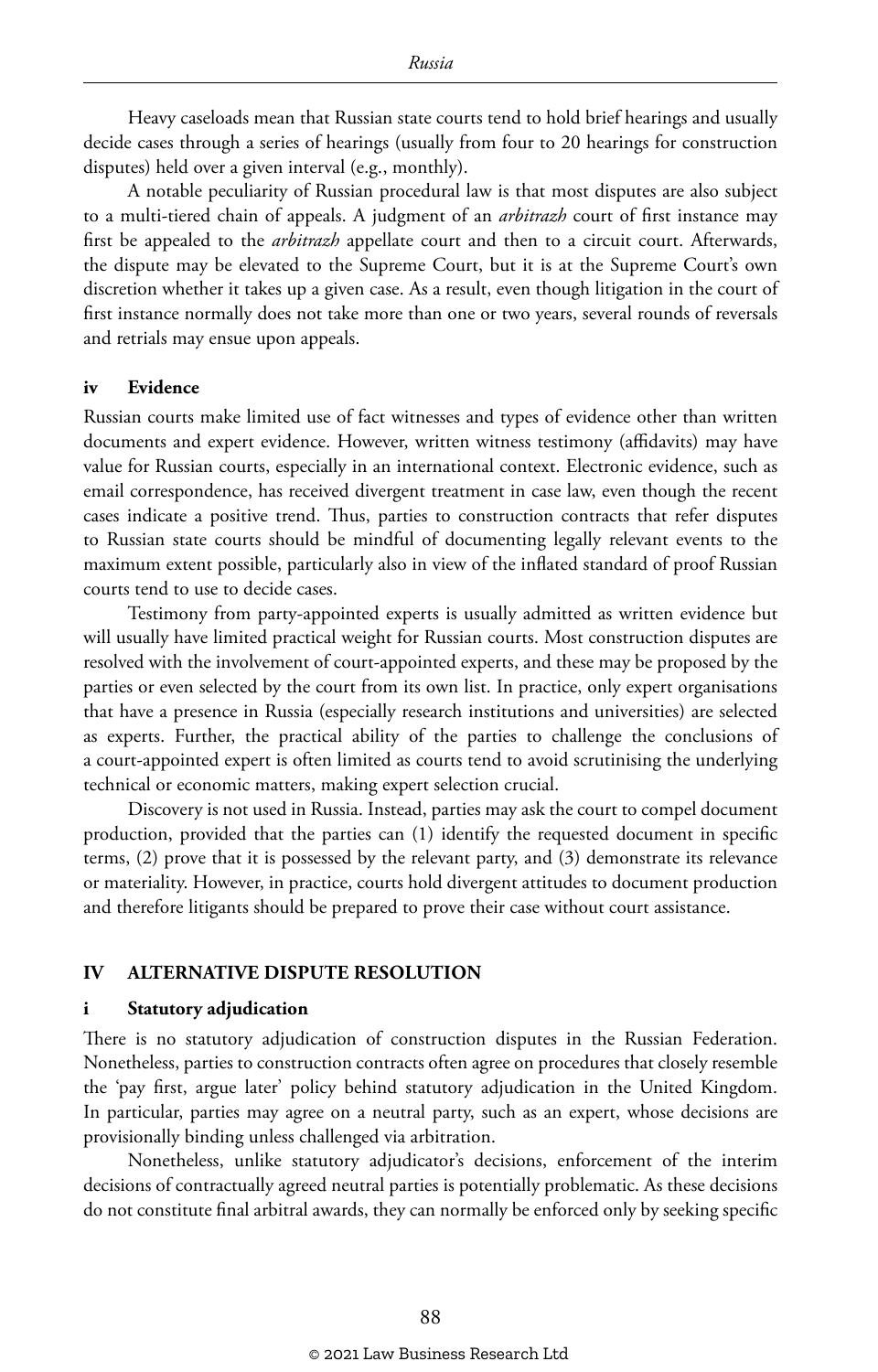Heavy caseloads mean that Russian state courts tend to hold brief hearings and usually decide cases through a series of hearings (usually from four to 20 hearings for construction disputes) held over a given interval (e.g., monthly).

A notable peculiarity of Russian procedural law is that most disputes are also subject to a multi-tiered chain of appeals. A judgment of an *arbitrazh* court of first instance may first be appealed to the *arbitrazh* appellate court and then to a circuit court. Afterwards, the dispute may be elevated to the Supreme Court, but it is at the Supreme Court's own discretion whether it takes up a given case. As a result, even though litigation in the court of first instance normally does not take more than one or two years, several rounds of reversals and retrials may ensue upon appeals.

### iv Evidence

Russian courts make limited use of fact witnesses and types of evidence other than written documents and expert evidence. However, written witness testimony (affidavits) may have value for Russian courts, especially in an international context. Electronic evidence, such as email correspondence, has received divergent treatment in case law, even though the recent cases indicate a positive trend. Thus, parties to construction contracts that refer disputes to Russian state courts should be mindful of documenting legally relevant events to the maximum extent possible, particularly also in view of the inflated standard of proof Russian courts tend to use to decide cases.

Testimony from party-appointed experts is usually admitted as written evidence but will usually have limited practical weight for Russian courts. Most construction disputes are resolved with the involvement of court-appointed experts, and these may be proposed by the parties or even selected by the court from its own list. In practice, only expert organisations that have a presence in Russia (especially research institutions and universities) are selected as experts. Further, the practical ability of the parties to challenge the conclusions of a court-appointed expert is often limited as courts tend to avoid scrutinising the underlying technical or economic matters, making expert selection crucial.

Discovery is not used in Russia. Instead, parties may ask the court to compel document production, provided that the parties can (1) identify the requested document in specific terms, (2) prove that it is possessed by the relevant party, and (3) demonstrate its relevance or materiality. However, in practice, courts hold divergent attitudes to document production and therefore litigants should be prepared to prove their case without court assistance.

## IV ALTERNATIVE DISPUTE RESOLUTION

### i Statutory adjudication

There is no statutory adjudication of construction disputes in the Russian Federation. Nonetheless, parties to construction contracts often agree on procedures that closely resemble the 'pay first, argue later' policy behind statutory adjudication in the United Kingdom. In particular, parties may agree on a neutral party, such as an expert, whose decisions are provisionally binding unless challenged via arbitration.

Nonetheless, unlike statutory adjudicator's decisions, enforcement of the interim decisions of contractually agreed neutral parties is potentially problematic. As these decisions do not constitute final arbitral awards, they can normally be enforced only by seeking specific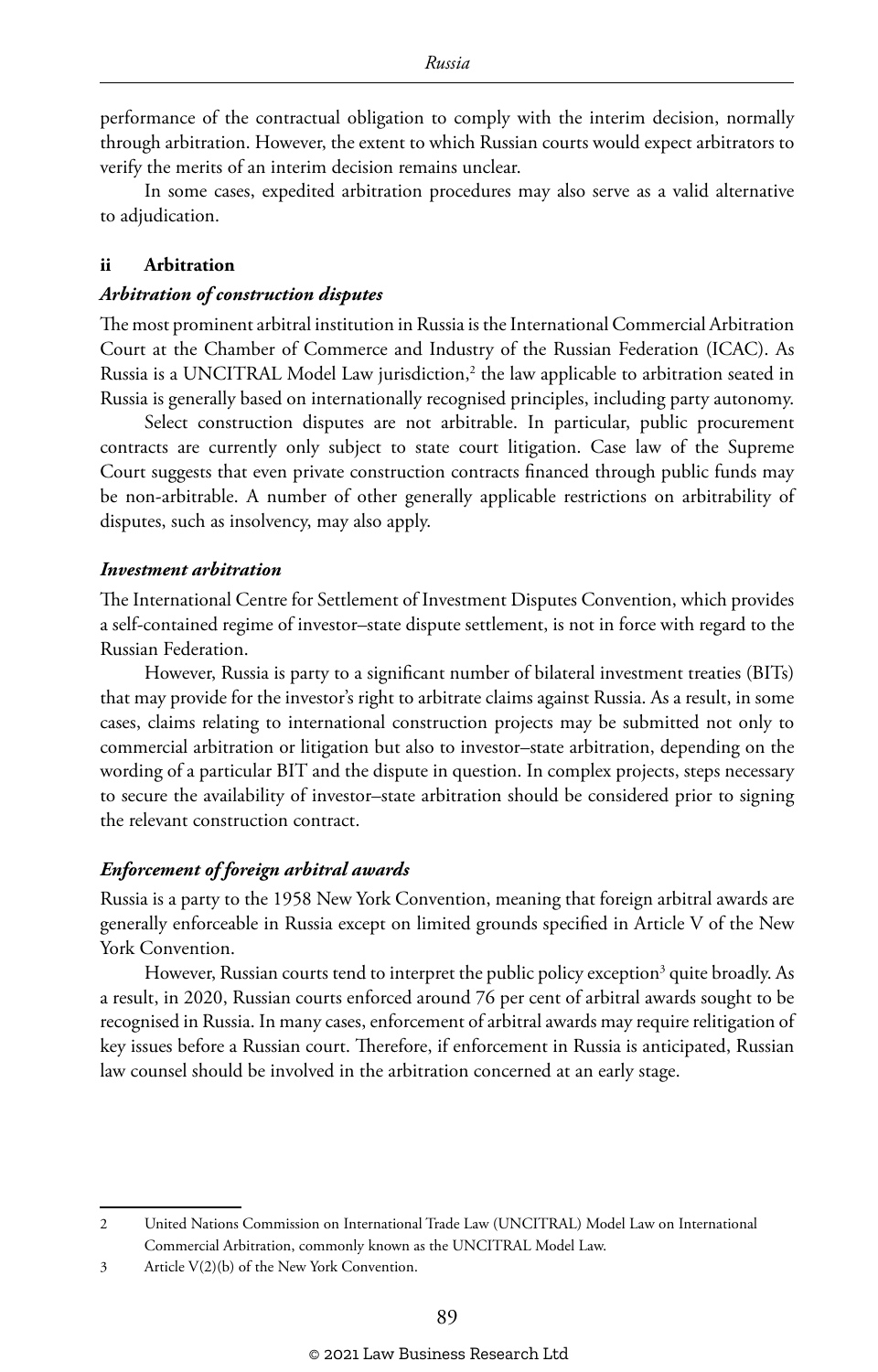performance of the contractual obligation to comply with the interim decision, normally through arbitration. However, the extent to which Russian courts would expect arbitrators to verify the merits of an interim decision remains unclear.

In some cases, expedited arbitration procedures may also serve as a valid alternative to adjudication.

### ii Arbitration

#### *Arbitration of construction disputes*

The most prominent arbitral institution in Russia is the International Commercial Arbitration Court at the Chamber of Commerce and Industry of the Russian Federation (ICAC). As Russia is a UNCITRAL Model Law jurisdiction,[2] the law applicable to arbitration seated in Russia is generally based on internationally recognised principles, including party autonomy.

Select construction disputes are not arbitrable. In particular, public procurement contracts are currently only subject to state court litigation. Case law of the Supreme Court suggests that even private construction contracts financed through public funds may be non-arbitrable. A number of other generally applicable restrictions on arbitrability of disputes, such as insolvency, may also apply.

#### *Investment arbitration*

The International Centre for Settlement of Investment Disputes Convention, which provides a self-contained regime of investor–state dispute settlement, is not in force with regard to the Russian Federation.

However, Russia is party to a significant number of bilateral investment treaties (BITs) that may provide for the investor's right to arbitrate claims against Russia. As a result, in some cases, claims relating to international construction projects may be submitted not only to commercial arbitration or litigation but also to investor–state arbitration, depending on the wording of a particular BIT and the dispute in question. In complex projects, steps necessary to secure the availability of investor–state arbitration should be considered prior to signing the relevant construction contract.

#### *Enforcement of foreign arbitral awards*

Russia is a party to the 1958 New York Convention, meaning that foreign arbitral awards are generally enforceable in Russia except on limited grounds specified in Article V of the New York Convention.

However, Russian courts tend to interpret the public policy exception[3] quite broadly. As a result, in 2020, Russian courts enforced around 76 per cent of arbitral awards sought to be recognised in Russia. In many cases, enforcement of arbitral awards may require relitigation of key issues before a Russian court. Therefore, if enforcement in Russia is anticipated, Russian law counsel should be involved in the arbitration concerned at an early stage.

---

2 United Nations Commission on International Trade Law (UNCITRAL) Model Law on International Commercial Arbitration, commonly known as the UNCITRAL Model Law.

3 Article V(2)(b) of the New York Convention.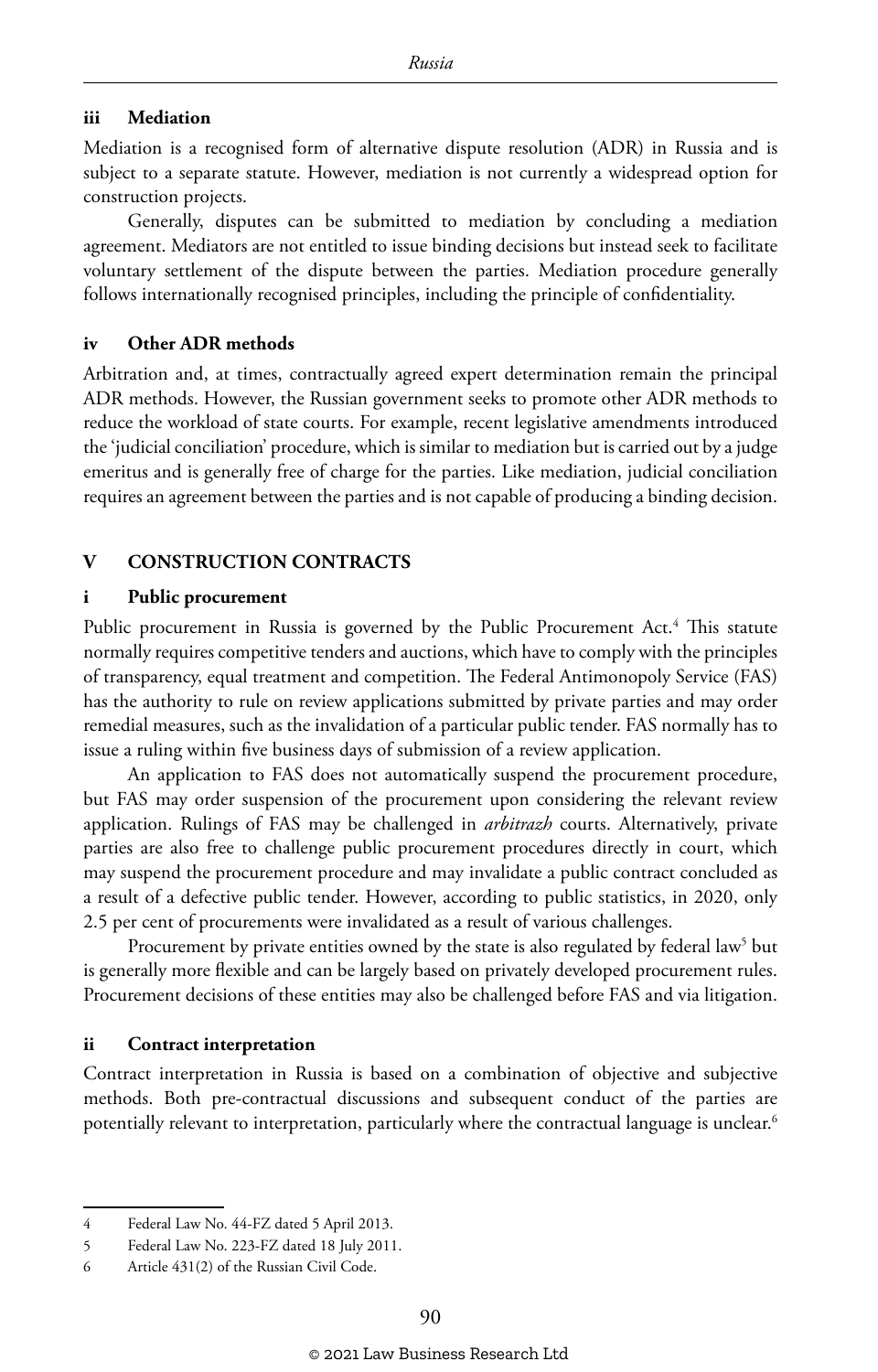### iii Mediation

Mediation is a recognised form of alternative dispute resolution (ADR) in Russia and is subject to a separate statute. However, mediation is not currently a widespread option for construction projects.

Generally, disputes can be submitted to mediation by concluding a mediation agreement. Mediators are not entitled to issue binding decisions but instead seek to facilitate voluntary settlement of the dispute between the parties. Mediation procedure generally follows internationally recognised principles, including the principle of confidentiality.

### iv Other ADR methods

Arbitration and, at times, contractually agreed expert determination remain the principal ADR methods. However, the Russian government seeks to promote other ADR methods to reduce the workload of state courts. For example, recent legislative amendments introduced the 'judicial conciliation' procedure, which is similar to mediation but is carried out by a judge emeritus and is generally free of charge for the parties. Like mediation, judicial conciliation requires an agreement between the parties and is not capable of producing a binding decision.

## V CONSTRUCTION CONTRACTS

### i Public procurement

Public procurement in Russia is governed by the Public Procurement Act.[4] This statute normally requires competitive tenders and auctions, which have to comply with the principles of transparency, equal treatment and competition. The Federal Antimonopoly Service (FAS) has the authority to rule on review applications submitted by private parties and may order remedial measures, such as the invalidation of a particular public tender. FAS normally has to issue a ruling within five business days of submission of a review application.

An application to FAS does not automatically suspend the procurement procedure, but FAS may order suspension of the procurement upon considering the relevant review application. Rulings of FAS may be challenged in *arbitrazh* courts. Alternatively, private parties are also free to challenge public procurement procedures directly in court, which may suspend the procurement procedure and may invalidate a public contract concluded as a result of a defective public tender. However, according to public statistics, in 2020, only 2.5 per cent of procurements were invalidated as a result of various challenges.

Procurement by private entities owned by the state is also regulated by federal law[5] but is generally more flexible and can be largely based on privately developed procurement rules. Procurement decisions of these entities may also be challenged before FAS and via litigation.

### ii Contract interpretation

Contract interpretation in Russia is based on a combination of objective and subjective methods. Both pre-contractual discussions and subsequent conduct of the parties are potentially relevant to interpretation, particularly where the contractual language is unclear.[6]

---

4 Federal Law No. 44-FZ dated 5 April 2013.

5 Federal Law No. 223-FZ dated 18 July 2011.

6 Article 431(2) of the Russian Civil Code.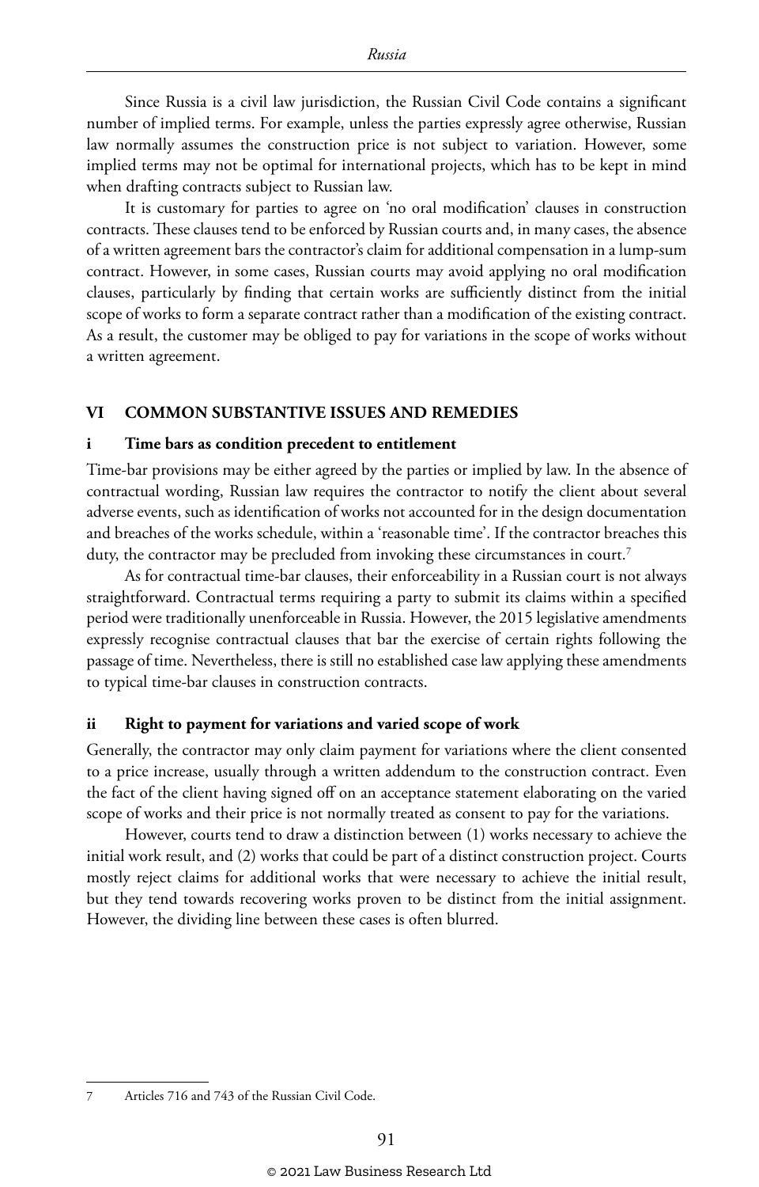Since Russia is a civil law jurisdiction, the Russian Civil Code contains a significant number of implied terms. For example, unless the parties expressly agree otherwise, Russian law normally assumes the construction price is not subject to variation. However, some implied terms may not be optimal for international projects, which has to be kept in mind when drafting contracts subject to Russian law.

It is customary for parties to agree on 'no oral modification' clauses in construction contracts. These clauses tend to be enforced by Russian courts and, in many cases, the absence of a written agreement bars the contractor's claim for additional compensation in a lump-sum contract. However, in some cases, Russian courts may avoid applying no oral modification clauses, particularly by finding that certain works are sufficiently distinct from the initial scope of works to form a separate contract rather than a modification of the existing contract. As a result, the customer may be obliged to pay for variations in the scope of works without a written agreement.

## VI COMMON SUBSTANTIVE ISSUES AND REMEDIES

### i Time bars as condition precedent to entitlement

Time-bar provisions may be either agreed by the parties or implied by law. In the absence of contractual wording, Russian law requires the contractor to notify the client about several adverse events, such as identification of works not accounted for in the design documentation and breaches of the works schedule, within a 'reasonable time'. If the contractor breaches this duty, the contractor may be precluded from invoking these circumstances in court.[7]

As for contractual time-bar clauses, their enforceability in a Russian court is not always straightforward. Contractual terms requiring a party to submit its claims within a specified period were traditionally unenforceable in Russia. However, the 2015 legislative amendments expressly recognise contractual clauses that bar the exercise of certain rights following the passage of time. Nevertheless, there is still no established case law applying these amendments to typical time-bar clauses in construction contracts.

### ii Right to payment for variations and varied scope of work

Generally, the contractor may only claim payment for variations where the client consented to a price increase, usually through a written addendum to the construction contract. Even the fact of the client having signed off on an acceptance statement elaborating on the varied scope of works and their price is not normally treated as consent to pay for the variations.

However, courts tend to draw a distinction between (1) works necessary to achieve the initial work result, and (2) works that could be part of a distinct construction project. Courts mostly reject claims for additional works that were necessary to achieve the initial result, but they tend towards recovering works proven to be distinct from the initial assignment. However, the dividing line between these cases is often blurred.

---

7 Articles 716 and 743 of the Russian Civil Code.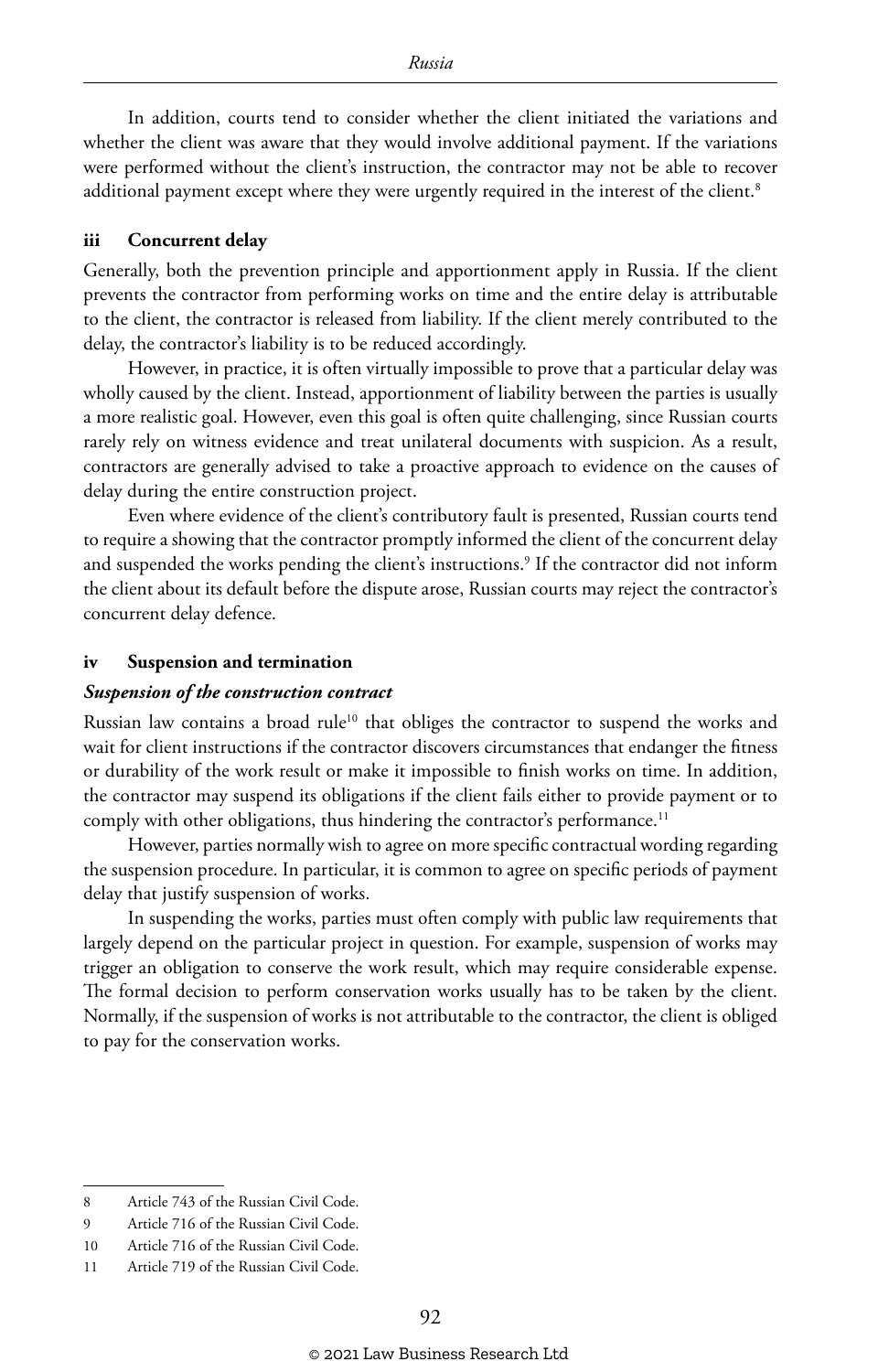In addition, courts tend to consider whether the client initiated the variations and whether the client was aware that they would involve additional payment. If the variations were performed without the client's instruction, the contractor may not be able to recover additional payment except where they were urgently required in the interest of the client.[8]

### iii Concurrent delay

Generally, both the prevention principle and apportionment apply in Russia. If the client prevents the contractor from performing works on time and the entire delay is attributable to the client, the contractor is released from liability. If the client merely contributed to the delay, the contractor's liability is to be reduced accordingly.

However, in practice, it is often virtually impossible to prove that a particular delay was wholly caused by the client. Instead, apportionment of liability between the parties is usually a more realistic goal. However, even this goal is often quite challenging, since Russian courts rarely rely on witness evidence and treat unilateral documents with suspicion. As a result, contractors are generally advised to take a proactive approach to evidence on the causes of delay during the entire construction project.

Even where evidence of the client's contributory fault is presented, Russian courts tend to require a showing that the contractor promptly informed the client of the concurrent delay and suspended the works pending the client's instructions.[9] If the contractor did not inform the client about its default before the dispute arose, Russian courts may reject the contractor's concurrent delay defence.

### iv Suspension and termination

#### *Suspension of the construction contract*

Russian law contains a broad rule[10] that obliges the contractor to suspend the works and wait for client instructions if the contractor discovers circumstances that endanger the fitness or durability of the work result or make it impossible to finish works on time. In addition, the contractor may suspend its obligations if the client fails either to provide payment or to comply with other obligations, thus hindering the contractor's performance.[11]

However, parties normally wish to agree on more specific contractual wording regarding the suspension procedure. In particular, it is common to agree on specific periods of payment delay that justify suspension of works.

In suspending the works, parties must often comply with public law requirements that largely depend on the particular project in question. For example, suspension of works may trigger an obligation to conserve the work result, which may require considerable expense. The formal decision to perform conservation works usually has to be taken by the client. Normally, if the suspension of works is not attributable to the contractor, the client is obliged to pay for the conservation works.

---

8 Article 743 of the Russian Civil Code.

9 Article 716 of the Russian Civil Code.

10 Article 716 of the Russian Civil Code.

11 Article 719 of the Russian Civil Code.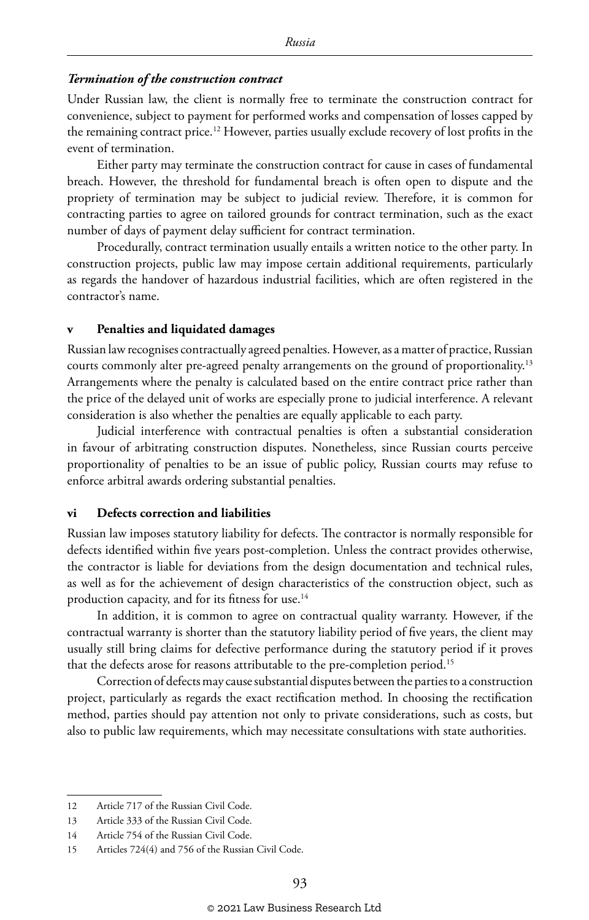*Termination of the construction contract*

Under Russian law, the client is normally free to terminate the construction contract for convenience, subject to payment for performed works and compensation of losses capped by the remaining contract price.[12] However, parties usually exclude recovery of lost profits in the event of termination.

Either party may terminate the construction contract for cause in cases of fundamental breach. However, the threshold for fundamental breach is often open to dispute and the propriety of termination may be subject to judicial review. Therefore, it is common for contracting parties to agree on tailored grounds for contract termination, such as the exact number of days of payment delay sufficient for contract termination.

Procedurally, contract termination usually entails a written notice to the other party. In construction projects, public law may impose certain additional requirements, particularly as regards the handover of hazardous industrial facilities, which are often registered in the contractor's name.

### v Penalties and liquidated damages

Russian law recognises contractually agreed penalties. However, as a matter of practice, Russian courts commonly alter pre-agreed penalty arrangements on the ground of proportionality.[13] Arrangements where the penalty is calculated based on the entire contract price rather than the price of the delayed unit of works are especially prone to judicial interference. A relevant consideration is also whether the penalties are equally applicable to each party.

Judicial interference with contractual penalties is often a substantial consideration in favour of arbitrating construction disputes. Nonetheless, since Russian courts perceive proportionality of penalties to be an issue of public policy, Russian courts may refuse to enforce arbitral awards ordering substantial penalties.

### vi Defects correction and liabilities

Russian law imposes statutory liability for defects. The contractor is normally responsible for defects identified within five years post-completion. Unless the contract provides otherwise, the contractor is liable for deviations from the design documentation and technical rules, as well as for the achievement of design characteristics of the construction object, such as production capacity, and for its fitness for use.[14]

In addition, it is common to agree on contractual quality warranty. However, if the contractual warranty is shorter than the statutory liability period of five years, the client may usually still bring claims for defective performance during the statutory period if it proves that the defects arose for reasons attributable to the pre-completion period.[15]

Correction of defects may cause substantial disputes between the parties to a construction project, particularly as regards the exact rectification method. In choosing the rectification method, parties should pay attention not only to private considerations, such as costs, but also to public law requirements, which may necessitate consultations with state authorities.

---

12 Article 717 of the Russian Civil Code.

13 Article 333 of the Russian Civil Code.

14 Article 754 of the Russian Civil Code.

15 Articles 724(4) and 756 of the Russian Civil Code.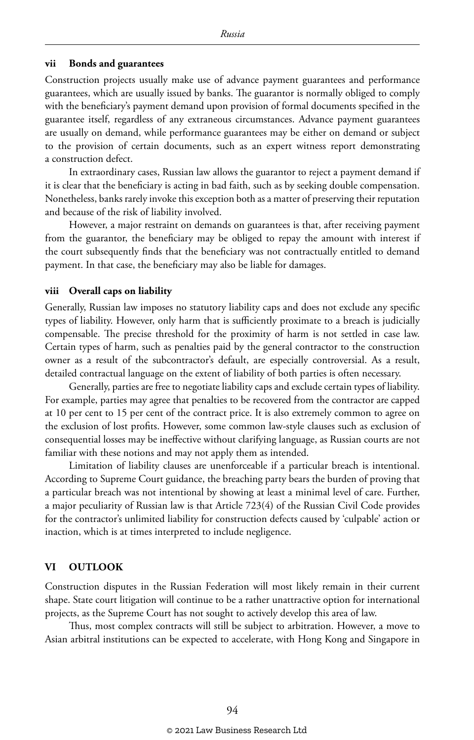### vii Bonds and guarantees

Construction projects usually make use of advance payment guarantees and performance guarantees, which are usually issued by banks. The guarantor is normally obliged to comply with the beneficiary's payment demand upon provision of formal documents specified in the guarantee itself, regardless of any extraneous circumstances. Advance payment guarantees are usually on demand, while performance guarantees may be either on demand or subject to the provision of certain documents, such as an expert witness report demonstrating a construction defect.

In extraordinary cases, Russian law allows the guarantor to reject a payment demand if it is clear that the beneficiary is acting in bad faith, such as by seeking double compensation. Nonetheless, banks rarely invoke this exception both as a matter of preserving their reputation and because of the risk of liability involved.

However, a major restraint on demands on guarantees is that, after receiving payment from the guarantor, the beneficiary may be obliged to repay the amount with interest if the court subsequently finds that the beneficiary was not contractually entitled to demand payment. In that case, the beneficiary may also be liable for damages.

### viii Overall caps on liability

Generally, Russian law imposes no statutory liability caps and does not exclude any specific types of liability. However, only harm that is sufficiently proximate to a breach is judicially compensable. The precise threshold for the proximity of harm is not settled in case law. Certain types of harm, such as penalties paid by the general contractor to the construction owner as a result of the subcontractor's default, are especially controversial. As a result, detailed contractual language on the extent of liability of both parties is often necessary.

Generally, parties are free to negotiate liability caps and exclude certain types of liability. For example, parties may agree that penalties to be recovered from the contractor are capped at 10 per cent to 15 per cent of the contract price. It is also extremely common to agree on the exclusion of lost profits. However, some common law-style clauses such as exclusion of consequential losses may be ineffective without clarifying language, as Russian courts are not familiar with these notions and may not apply them as intended.

Limitation of liability clauses are unenforceable if a particular breach is intentional. According to Supreme Court guidance, the breaching party bears the burden of proving that a particular breach was not intentional by showing at least a minimal level of care. Further, a major peculiarity of Russian law is that Article 723(4) of the Russian Civil Code provides for the contractor's unlimited liability for construction defects caused by 'culpable' action or inaction, which is at times interpreted to include negligence.

## VI OUTLOOK

Construction disputes in the Russian Federation will most likely remain in their current shape. State court litigation will continue to be a rather unattractive option for international projects, as the Supreme Court has not sought to actively develop this area of law.

Thus, most complex contracts will still be subject to arbitration. However, a move to Asian arbitral institutions can be expected to accelerate, with Hong Kong and Singapore in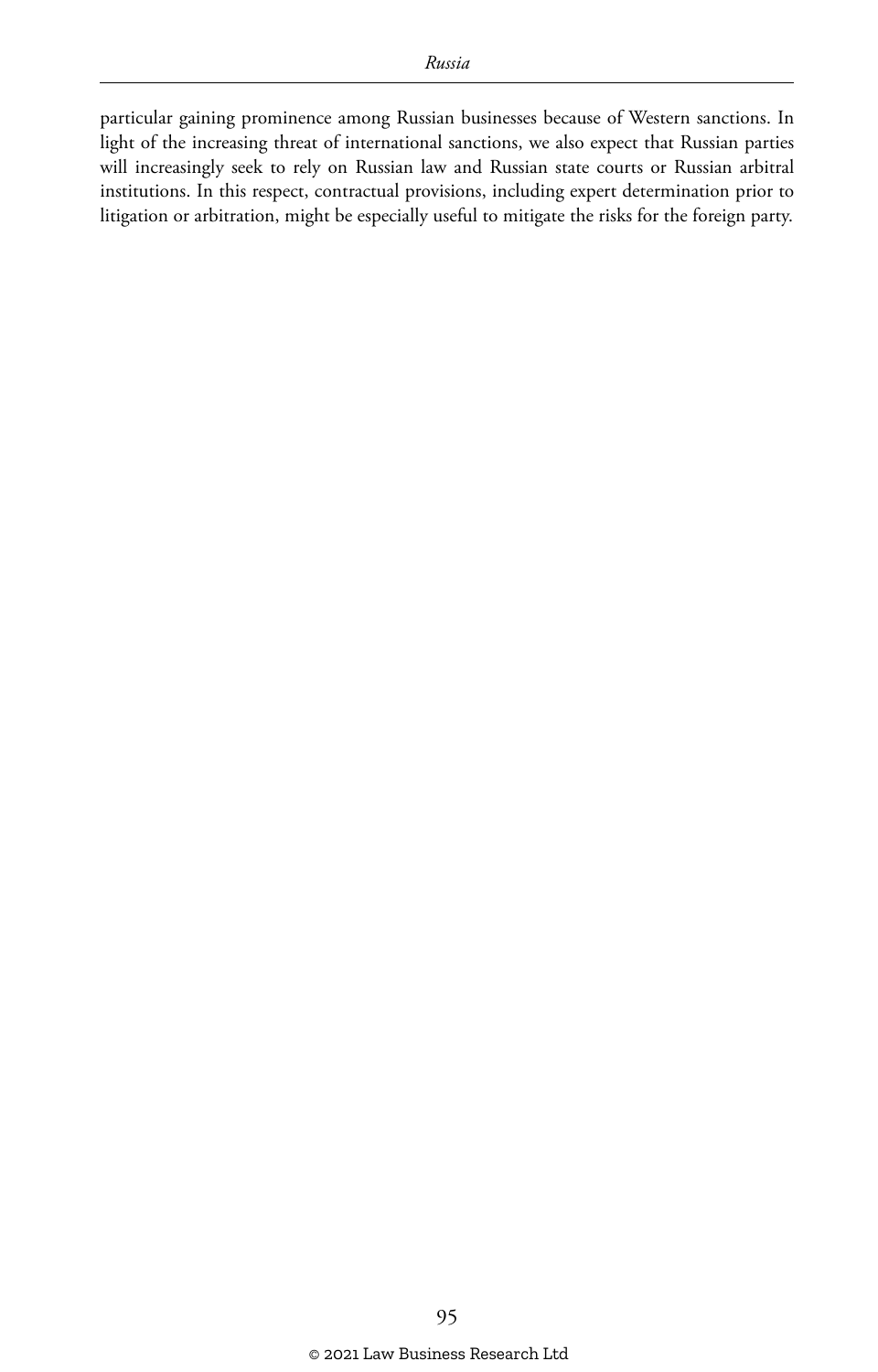particular gaining prominence among Russian businesses because of Western sanctions. In light of the increasing threat of international sanctions, we also expect that Russian parties will increasingly seek to rely on Russian law and Russian state courts or Russian arbitral institutions. In this respect, contractual provisions, including expert determination prior to litigation or arbitration, might be especially useful to mitigate the risks for the foreign party.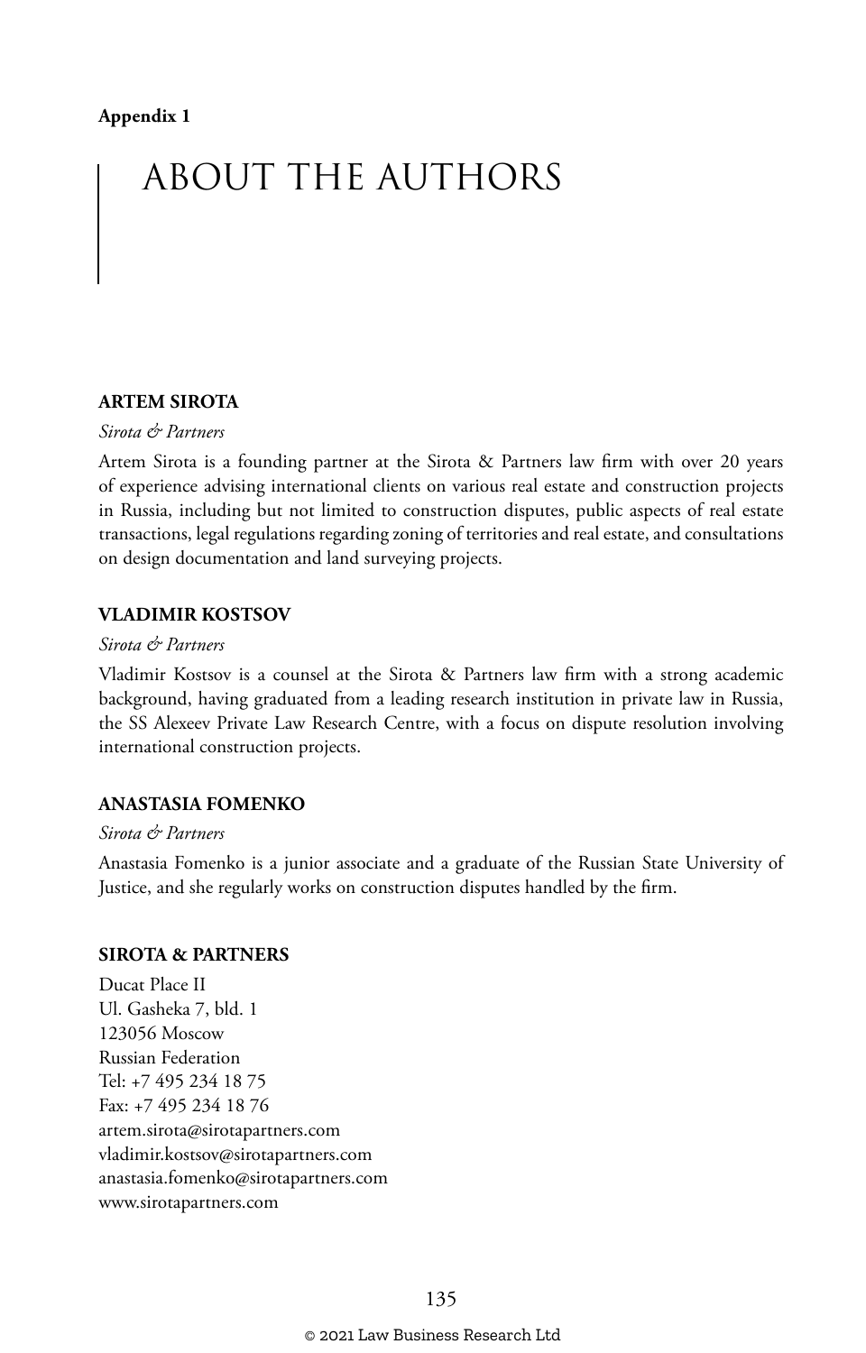**Appendix 1**

# ABOUT THE AUTHORS

## ARTEM SIROTA

*Sirota & Partners*

Artem Sirota is a founding partner at the Sirota & Partners law firm with over 20 years of experience advising international clients on various real estate and construction projects in Russia, including but not limited to construction disputes, public aspects of real estate transactions, legal regulations regarding zoning of territories and real estate, and consultations on design documentation and land surveying projects.

## VLADIMIR KOSTSOV

*Sirota & Partners*

Vladimir Kostsov is a counsel at the Sirota & Partners law firm with a strong academic background, having graduated from a leading research institution in private law in Russia, the SS Alexeev Private Law Research Centre, with a focus on dispute resolution involving international construction projects.

## ANASTASIA FOMENKO

*Sirota & Partners*

Anastasia Fomenko is a junior associate and a graduate of the Russian State University of Justice, and she regularly works on construction disputes handled by the firm.

## SIROTA & PARTNERS

Ducat Place II
Ul. Gasheka 7, bld. 1
123056 Moscow
Russian Federation
Tel: +7 495 234 18 75
Fax: +7 495 234 18 76
artem.sirota@sirotapartners.com
vladimir.kostsov@sirotapartners.com
anastasia.fomenko@sirotapartners.com
www.sirotapartners.com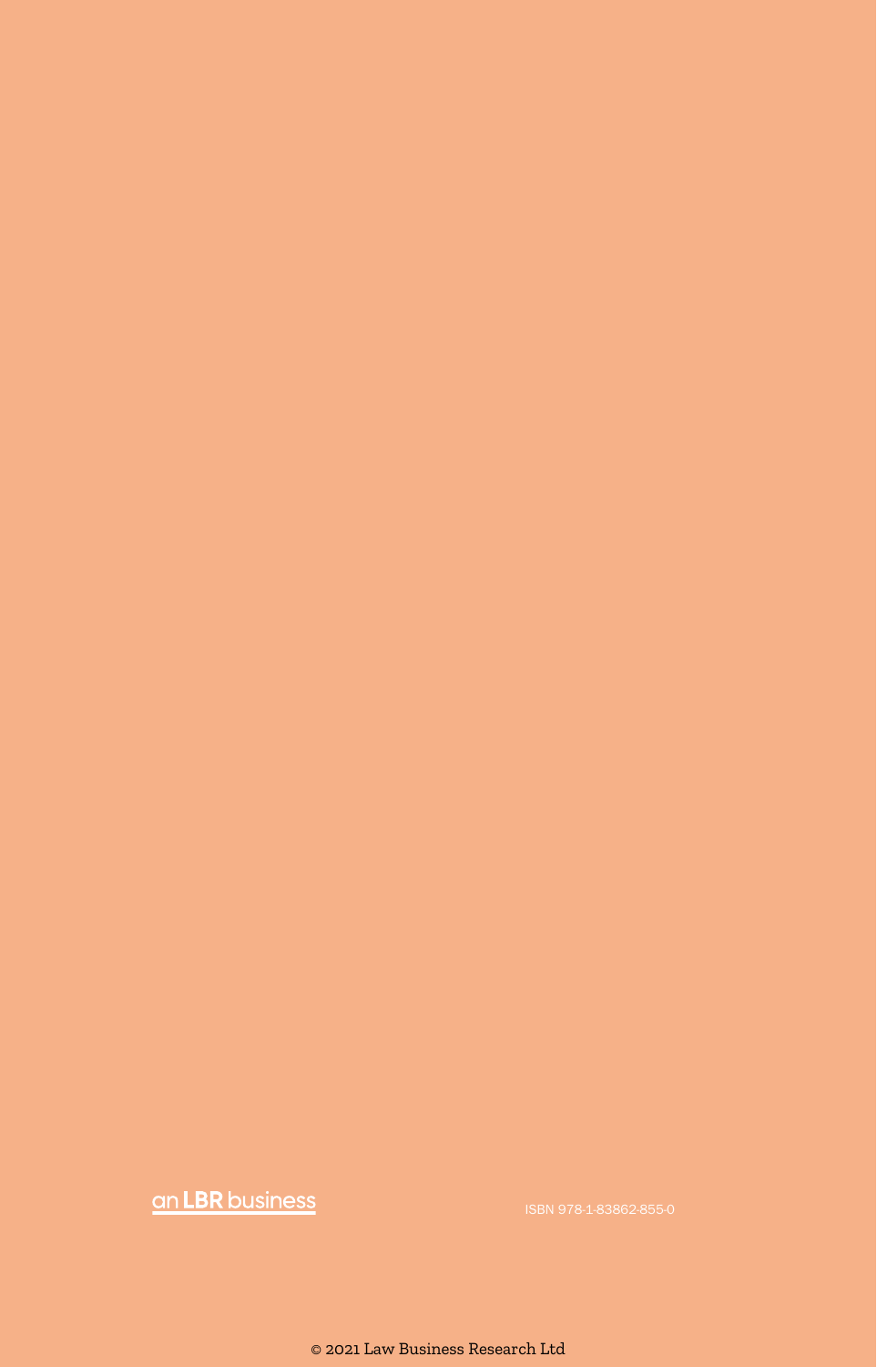an LBR business

ISBN 978-1-83862-855-0

© 2021 Law Business Research Ltd